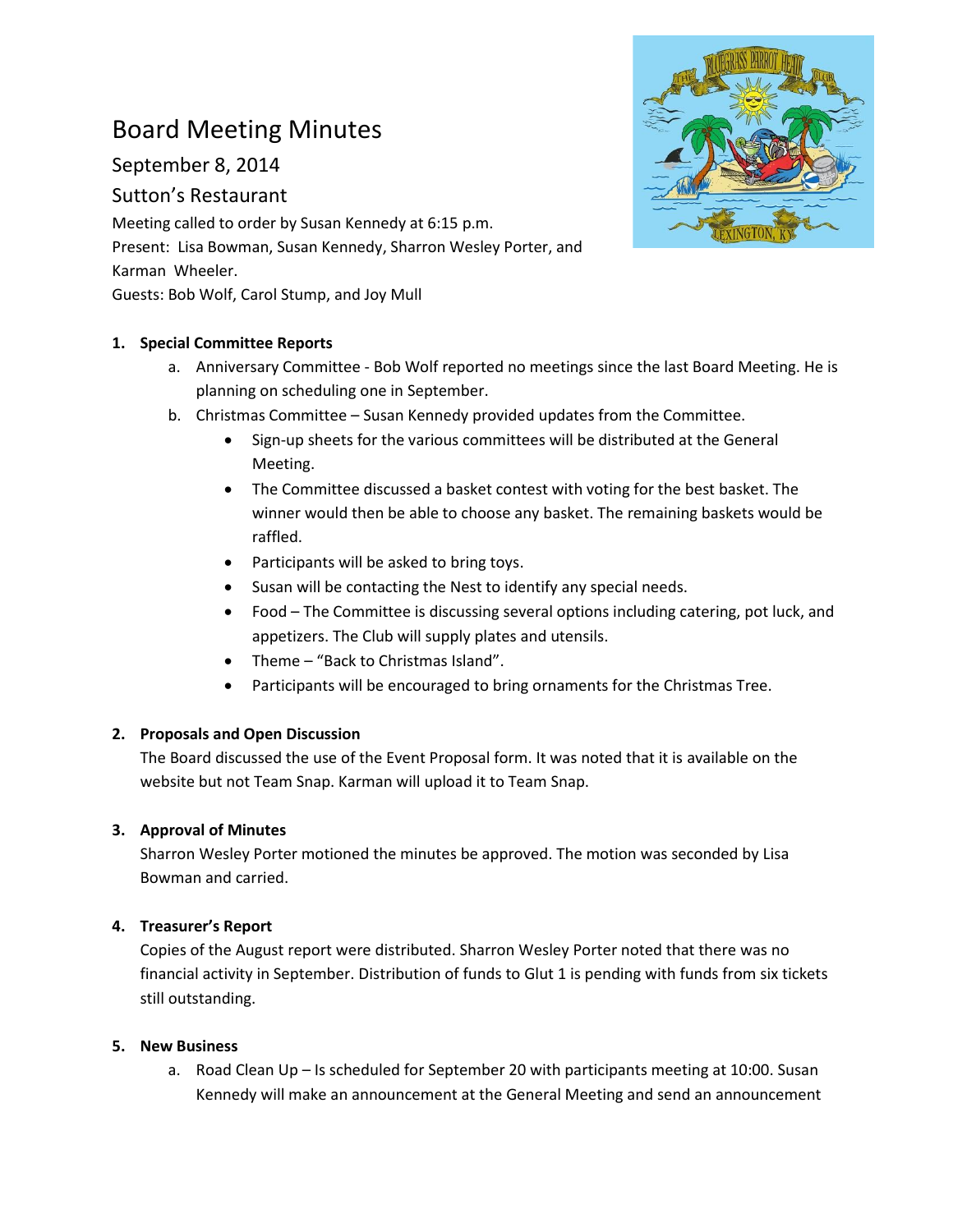# Board Meeting Minutes

## September 8, 2014

## Sutton's Restaurant

Meeting called to order by Susan Kennedy at 6:15 p.m.
Present: Lisa Bowman, Susan Kennedy, Sharron Wesley Porter, and Karman Wheeler.
Guests: Bob Wolf, Carol Stump, and Joy Mull

1. **Special Committee Reports**
   a. Anniversary Committee - Bob Wolf reported no meetings since the last Board Meeting. He is planning on scheduling one in September.
   b. Christmas Committee – Susan Kennedy provided updates from the Committee.
      - Sign-up sheets for the various committees will be distributed at the General Meeting.
      - The Committee discussed a basket contest with voting for the best basket. The winner would then be able to choose any basket. The remaining baskets would be raffled.
      - Participants will be asked to bring toys.
      - Susan will be contacting the Nest to identify any special needs.
      - Food – The Committee is discussing several options including catering, pot luck, and appetizers. The Club will supply plates and utensils.
      - Theme – "Back to Christmas Island".
      - Participants will be encouraged to bring ornaments for the Christmas Tree.

2. **Proposals and Open Discussion**
   The Board discussed the use of the Event Proposal form. It was noted that it is available on the website but not Team Snap. Karman will upload it to Team Snap.

3. **Approval of Minutes**
   Sharron Wesley Porter motioned the minutes be approved. The motion was seconded by Lisa Bowman and carried.

4. **Treasurer's Report**
   Copies of the August report were distributed. Sharron Wesley Porter noted that there was no financial activity in September. Distribution of funds to Glut 1 is pending with funds from six tickets still outstanding.

5. **New Business**
   a. Road Clean Up – Is scheduled for September 20 with participants meeting at 10:00. Susan Kennedy will make an announcement at the General Meeting and send an announcement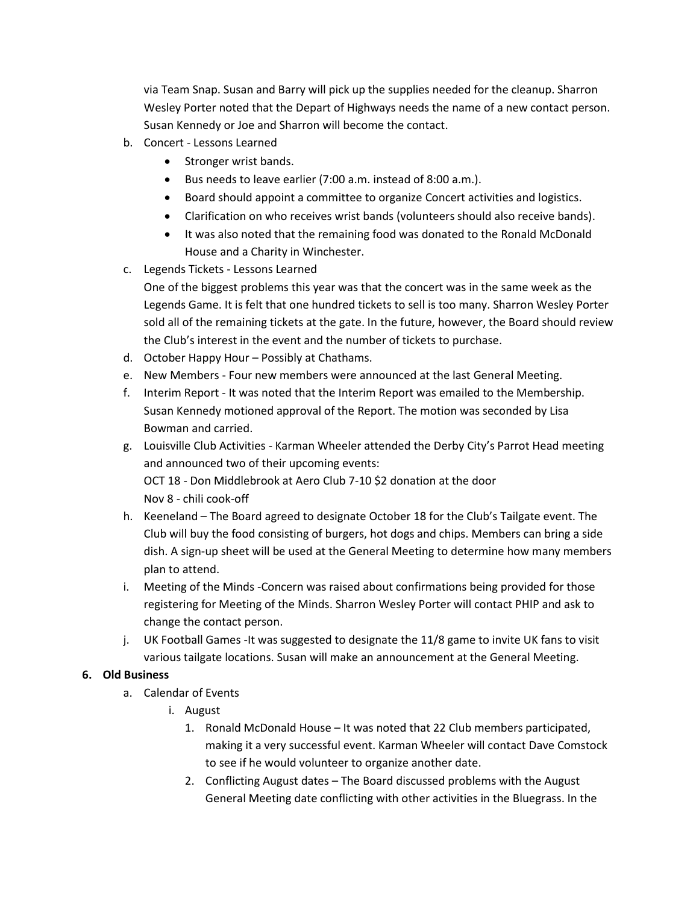via Team Snap. Susan and Barry will pick up the supplies needed for the cleanup. Sharron Wesley Porter noted that the Depart of Highways needs the name of a new contact person. Susan Kennedy or Joe and Sharron will become the contact.

b. Concert - Lessons Learned
   - Stronger wrist bands.
   - Bus needs to leave earlier (7:00 a.m. instead of 8:00 a.m.).
   - Board should appoint a committee to organize Concert activities and logistics.
   - Clarification on who receives wrist bands (volunteers should also receive bands).
   - It was also noted that the remaining food was donated to the Ronald McDonald House and a Charity in Winchester.

c. Legends Tickets - Lessons Learned
   One of the biggest problems this year was that the concert was in the same week as the Legends Game. It is felt that one hundred tickets to sell is too many. Sharron Wesley Porter sold all of the remaining tickets at the gate. In the future, however, the Board should review the Club's interest in the event and the number of tickets to purchase.

d. October Happy Hour – Possibly at Chathams.

e. New Members - Four new members were announced at the last General Meeting.

f. Interim Report - It was noted that the Interim Report was emailed to the Membership. Susan Kennedy motioned approval of the Report. The motion was seconded by Lisa Bowman and carried.

g. Louisville Club Activities - Karman Wheeler attended the Derby City's Parrot Head meeting and announced two of their upcoming events:
   OCT 18 - Don Middlebrook at Aero Club 7-10 $2 donation at the door
   Nov 8 - chili cook-off

h. Keeneland – The Board agreed to designate October 18 for the Club's Tailgate event. The Club will buy the food consisting of burgers, hot dogs and chips. Members can bring a side dish. A sign-up sheet will be used at the General Meeting to determine how many members plan to attend.

i. Meeting of the Minds -Concern was raised about confirmations being provided for those registering for Meeting of the Minds. Sharron Wesley Porter will contact PHIP and ask to change the contact person.

j. UK Football Games -It was suggested to designate the 11/8 game to invite UK fans to visit various tailgate locations. Susan will make an announcement at the General Meeting.

**6. Old Business**

a. Calendar of Events
   i. August
      1. Ronald McDonald House – It was noted that 22 Club members participated, making it a very successful event. Karman Wheeler will contact Dave Comstock to see if he would volunteer to organize another date.
      2. Conflicting August dates – The Board discussed problems with the August General Meeting date conflicting with other activities in the Bluegrass. In the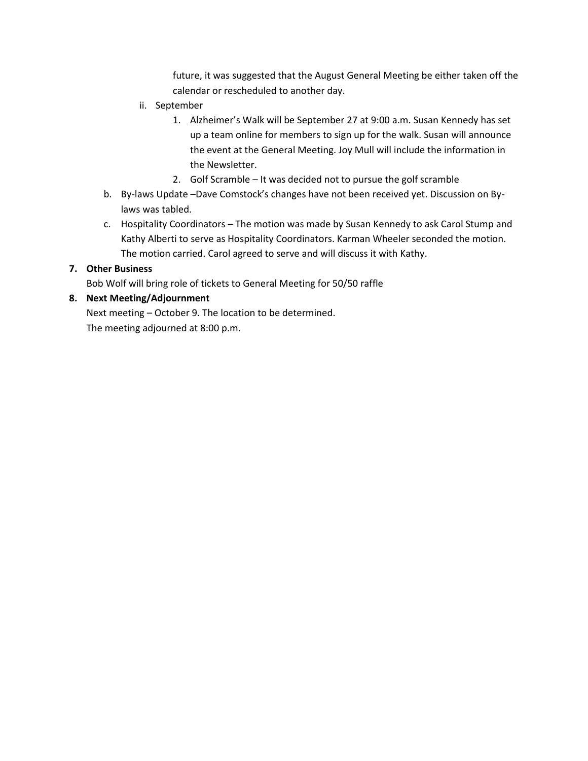future, it was suggested that the August General Meeting be either taken off the calendar or rescheduled to another day.

ii. September

1. Alzheimer's Walk will be September 27 at 9:00 a.m. Susan Kennedy has set up a team online for members to sign up for the walk. Susan will announce the event at the General Meeting. Joy Mull will include the information in the Newsletter.
2. Golf Scramble – It was decided not to pursue the golf scramble

b. By-laws Update –Dave Comstock's changes have not been received yet. Discussion on By-laws was tabled.

c. Hospitality Coordinators – The motion was made by Susan Kennedy to ask Carol Stump and Kathy Alberti to serve as Hospitality Coordinators. Karman Wheeler seconded the motion. The motion carried. Carol agreed to serve and will discuss it with Kathy.

**7. Other Business**

Bob Wolf will bring role of tickets to General Meeting for 50/50 raffle

**8. Next Meeting/Adjournment**

Next meeting – October 9. The location to be determined.

The meeting adjourned at 8:00 p.m.